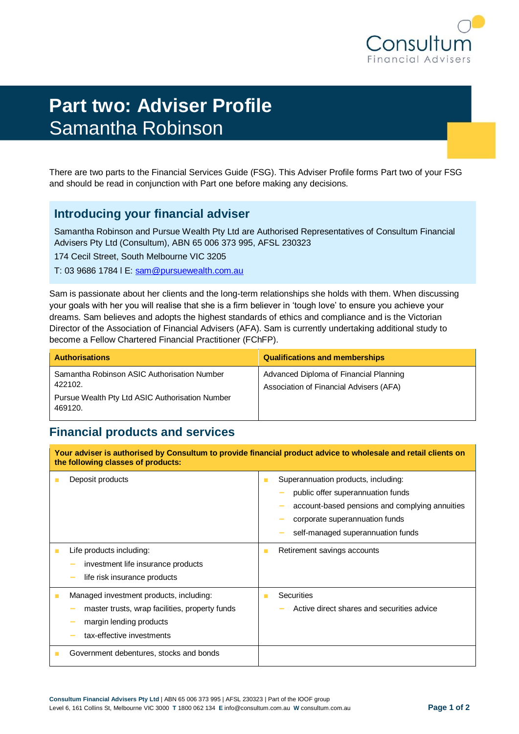Consultum
Financial Advisers

# Part two: Adviser Profile
# Samantha Robinson

There are two parts to the Financial Services Guide (FSG). This Adviser Profile forms Part two of your FSG and should be read in conjunction with Part one before making any decisions.

## Introducing your financial adviser

Samantha Robinson and Pursue Wealth Pty Ltd are Authorised Representatives of Consultum Financial Advisers Pty Ltd (Consultum), ABN 65 006 373 995, AFSL 230323

174 Cecil Street, South Melbourne VIC 3205

T: 03 9686 1784 I E: sam@pursuewealth.com.au

Sam is passionate about her clients and the long-term relationships she holds with them. When discussing your goals with her you will realise that she is a firm believer in 'tough love' to ensure you achieve your dreams. Sam believes and adopts the highest standards of ethics and compliance and is the Victorian Director of the Association of Financial Advisers (AFA). Sam is currently undertaking additional study to become a Fellow Chartered Financial Practitioner (FChFP).

| Authorisations | Qualifications and memberships |
|---|---|
| Samantha Robinson ASIC Authorisation Number 422102.<br>Pursue Wealth Pty Ltd ASIC Authorisation Number 469120. | Advanced Diploma of Financial Planning<br>Association of Financial Advisers (AFA) |

## Financial products and services

**Your adviser is authorised by Consultum to provide financial product advice to wholesale and retail clients on the following classes of products:**

| | |
|---|---|
| ▪ Deposit products | ▪ Superannuation products, including:<br>– public offer superannuation funds<br>– account-based pensions and complying annuities<br>– corporate superannuation funds<br>– self-managed superannuation funds |
| ▪ Life products including:<br>– investment life insurance products<br>– life risk insurance products | ▪ Retirement savings accounts |
| ▪ Managed investment products, including:<br>– master trusts, wrap facilities, property funds<br>– margin lending products<br>– tax-effective investments | ▪ Securities<br>– Active direct shares and securities advice |
| ▪ Government debentures, stocks and bonds | |

**Consultum Financial Advisers Pty Ltd** | ABN 65 006 373 995 | AFSL 230323 | Part of the IOOF group
Level 6, 161 Collins St, Melbourne VIC 3000 **T** 1800 062 134 **E** info@consultum.com.au **W** consultum.com.au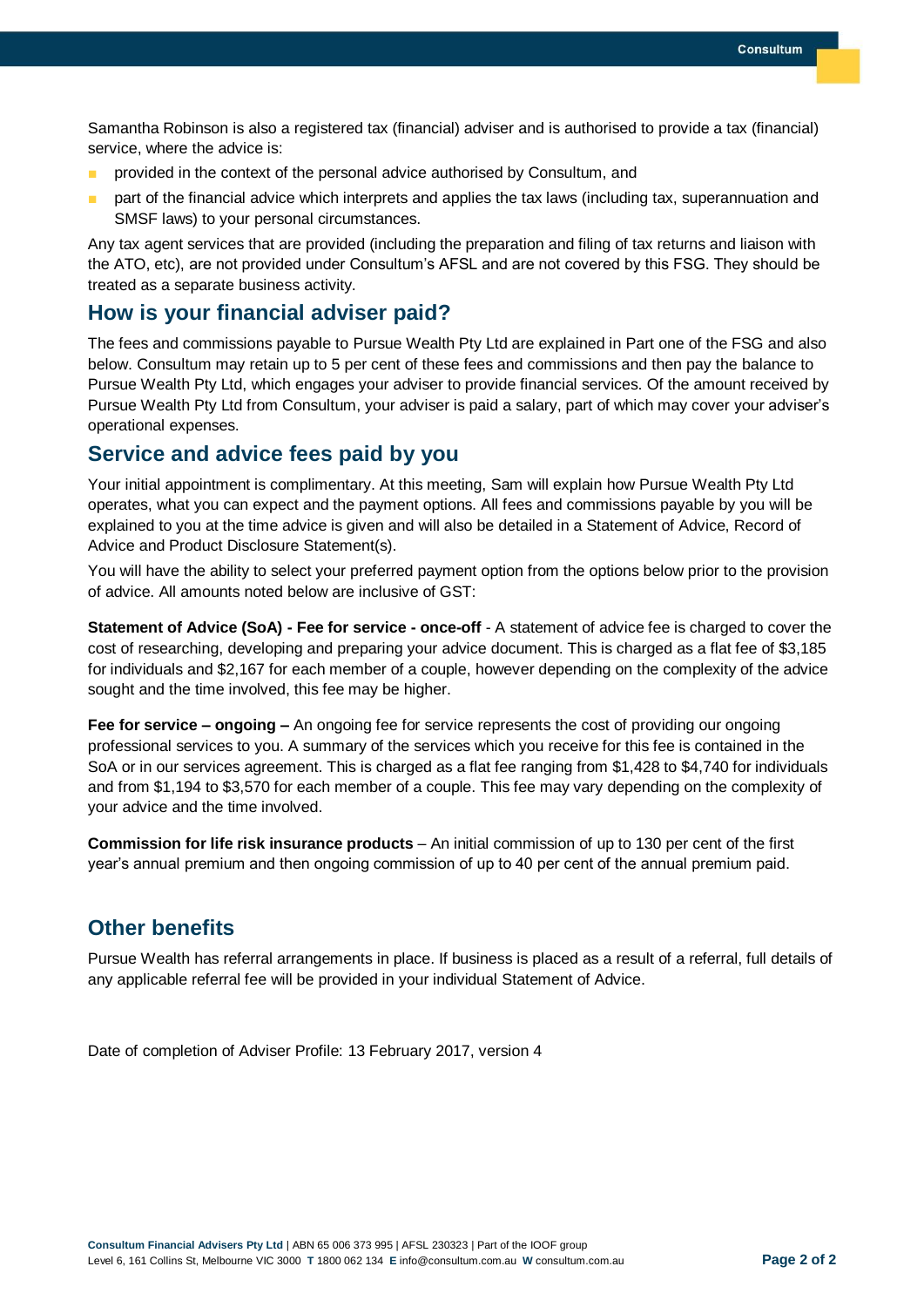Samantha Robinson is also a registered tax (financial) adviser and is authorised to provide a tax (financial) service, where the advice is:

- provided in the context of the personal advice authorised by Consultum, and
- part of the financial advice which interprets and applies the tax laws (including tax, superannuation and SMSF laws) to your personal circumstances.

Any tax agent services that are provided (including the preparation and filing of tax returns and liaison with the ATO, etc), are not provided under Consultum's AFSL and are not covered by this FSG. They should be treated as a separate business activity.

## How is your financial adviser paid?

The fees and commissions payable to Pursue Wealth Pty Ltd are explained in Part one of the FSG and also below. Consultum may retain up to 5 per cent of these fees and commissions and then pay the balance to Pursue Wealth Pty Ltd, which engages your adviser to provide financial services. Of the amount received by Pursue Wealth Pty Ltd from Consultum, your adviser is paid a salary, part of which may cover your adviser's operational expenses.

## Service and advice fees paid by you

Your initial appointment is complimentary. At this meeting, Sam will explain how Pursue Wealth Pty Ltd operates, what you can expect and the payment options. All fees and commissions payable by you will be explained to you at the time advice is given and will also be detailed in a Statement of Advice, Record of Advice and Product Disclosure Statement(s).

You will have the ability to select your preferred payment option from the options below prior to the provision of advice. All amounts noted below are inclusive of GST:

**Statement of Advice (SoA) - Fee for service - once-off** - A statement of advice fee is charged to cover the cost of researching, developing and preparing your advice document. This is charged as a flat fee of $3,185 for individuals and $2,167 for each member of a couple, however depending on the complexity of the advice sought and the time involved, this fee may be higher.

**Fee for service – ongoing –** An ongoing fee for service represents the cost of providing our ongoing professional services to you. A summary of the services which you receive for this fee is contained in the SoA or in our services agreement. This is charged as a flat fee ranging from $1,428 to $4,740 for individuals and from $1,194 to $3,570 for each member of a couple. This fee may vary depending on the complexity of your advice and the time involved.

**Commission for life risk insurance products** – An initial commission of up to 130 per cent of the first year's annual premium and then ongoing commission of up to 40 per cent of the annual premium paid.

## Other benefits

Pursue Wealth has referral arrangements in place. If business is placed as a result of a referral, full details of any applicable referral fee will be provided in your individual Statement of Advice.

Date of completion of Adviser Profile: 13 February 2017, version 4